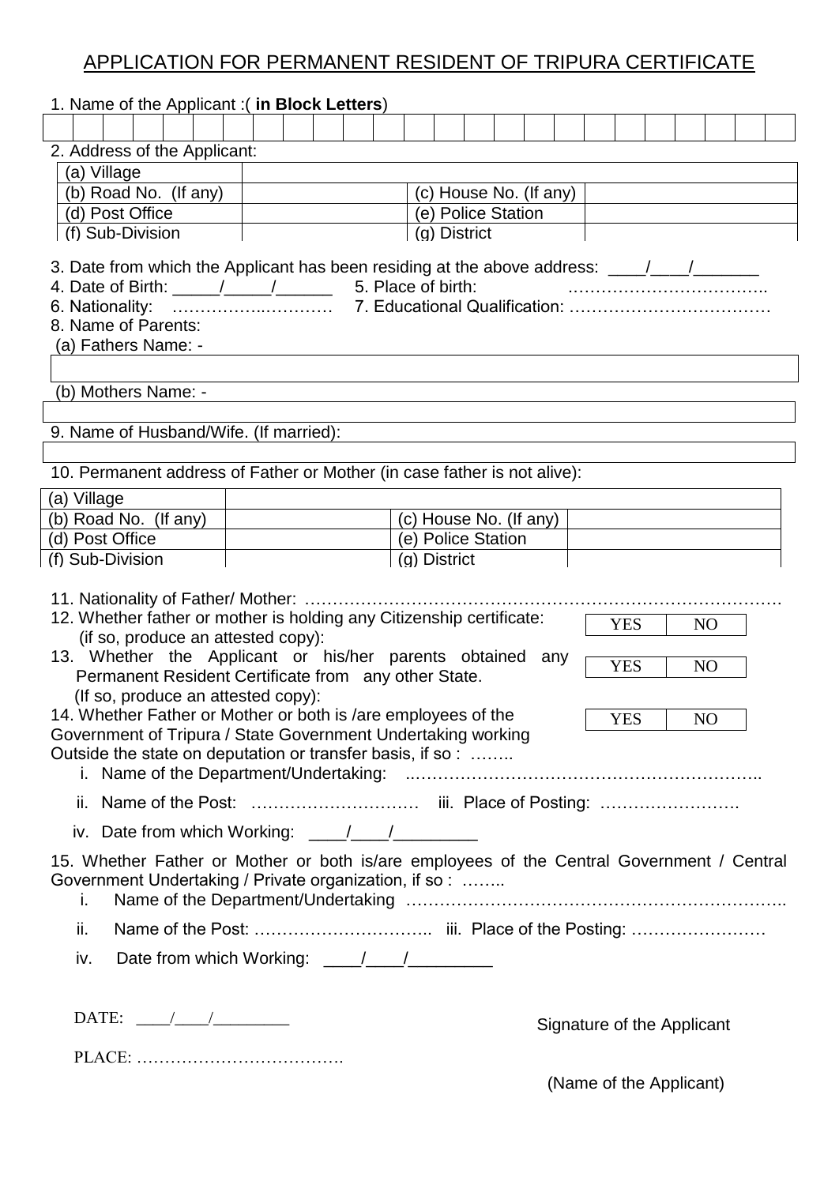# APPLICATION FOR PERMANENT RESIDENT OF TRIPURA CERTIFICATE

1. Name of the Applicant :( **in Block Letters**)

| | | | | | | | | | | | | | | | | | | | | | | | | | |
|---|---|---|---|---|---|---|---|---|---|---|---|---|---|---|---|---|---|---|---|---|---|---|---|---|---|
| | | | | | | | | | | | | | | | | | | | | | | | | | |

2. Address of the Applicant:

| | | | |
|---|---|---|---|
| (a) Village | | | |
| (b) Road No. (If any) | | (c) House No. (If any) | |
| (d) Post Office | | (e) Police Station | |
| (f) Sub-Division | | (g) District | |

3. Date from which the Applicant has been residing at the above address: \_\_\_\_/\_\_\_\_/\_\_\_\_\_\_\_

4. Date of Birth: \_\_\_\_\_/\_\_\_\_\_/\_\_\_\_\_\_ 5. Place of birth: ……………………………..

6. Nationality: ……………..………… 7. Educational Qualification: ………………………………

8. Name of Parents:

(a) Fathers Name: -

| |
|---|
| |

(b) Mothers Name: -

| |
|---|
| |

9. Name of Husband/Wife. (If married):

| |
|---|
| |

10. Permanent address of Father or Mother (in case father is not alive):

| | | | |
|---|---|---|---|
| (a) Village | | | |
| (b) Road No. (If any) | | (c) House No. (If any) | |
| (d) Post Office | | (e) Police Station | |
| (f) Sub-Division | | (g) District | |

11. Nationality of Father/ Mother: ……………………………………………………………………………

12. Whether father or mother is holding any Citizenship certificate: (if so, produce an attested copy): | YES | NO |

13. Whether the Applicant or his/her parents obtained any Permanent Resident Certificate from any other State. (If so, produce an attested copy): | YES | NO |

14. Whether Father or Mother or both is /are employees of the Government of Tripura / State Government Undertaking working Outside the state on deputation or transfer basis, if so : …….. | YES | NO |

i. Name of the Department/Undertaking: ..……………………………………………………..

ii. Name of the Post: ………………………… iii. Place of Posting: …………………….

iv. Date from which Working: \_\_\_\_/\_\_\_\_/\_\_\_\_\_\_\_\_\_

15. Whether Father or Mother or both is/are employees of the Central Government / Central Government Undertaking / Private organization, if so : ……..

i. Name of the Department/Undertaking …………………………………………………………..

ii. Name of the Post: ………………………….. iii. Place of the Posting: ……………………

iv. Date from which Working: \_\_\_\_/\_\_\_\_/\_\_\_\_\_\_\_\_\_

DATE: \_\_\_\_/\_\_\_\_/\_\_\_\_\_\_\_\_\_

PLACE: ……………………………….

Signature of the Applicant

(Name of the Applicant)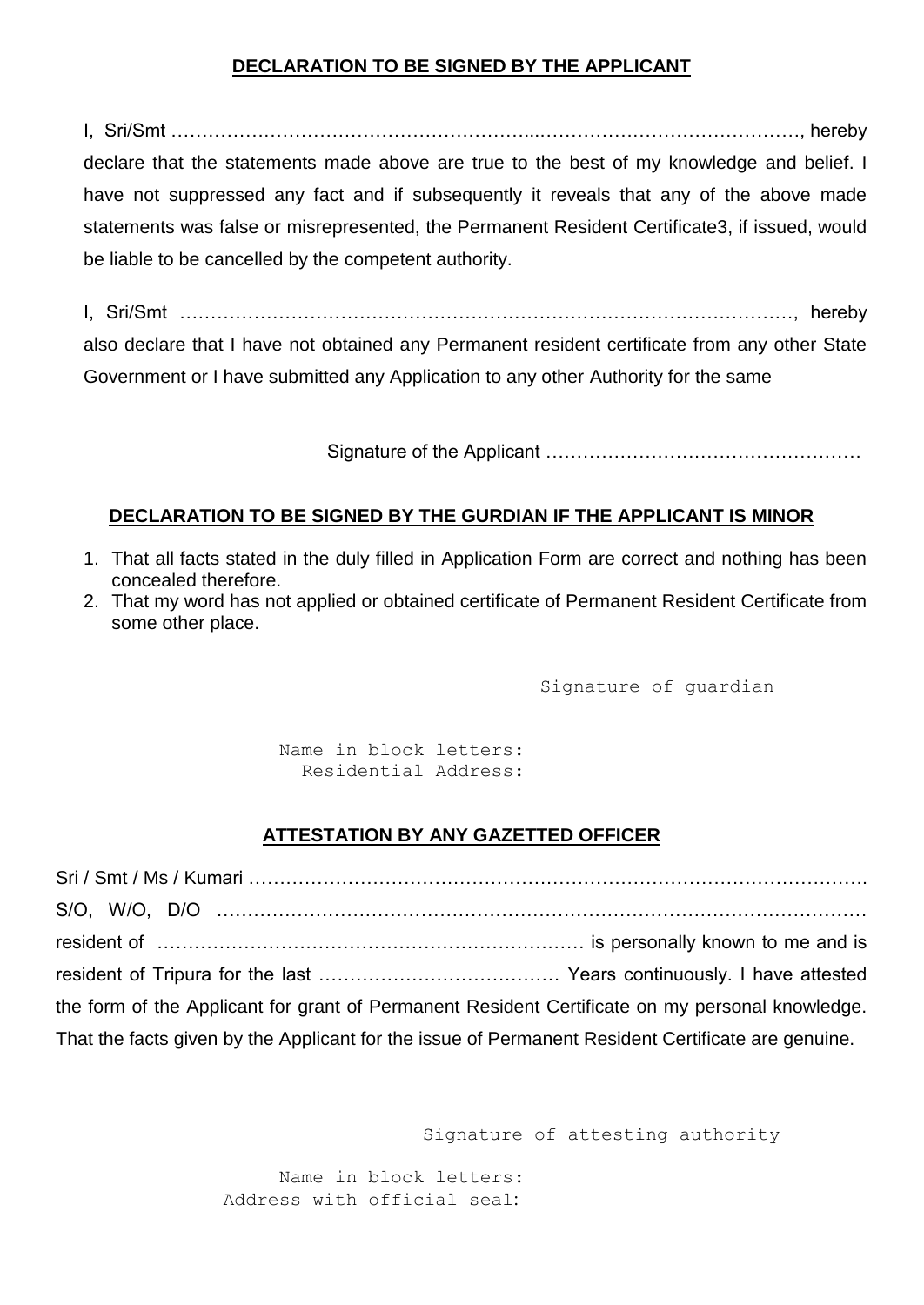## DECLARATION TO BE SIGNED BY THE APPLICANT

I, Sri/Smt ……………………………………………………...……………………………………, hereby declare that the statements made above are true to the best of my knowledge and belief. I have not suppressed any fact and if subsequently it reveals that any of the above made statements was false or misrepresented, the Permanent Resident Certificate3, if issued, would be liable to be cancelled by the competent authority.

I, Sri/Smt ………………………………………………………………………………………, hereby also declare that I have not obtained any Permanent resident certificate from any other State Government or I have submitted any Application to any other Authority for the same

Signature of the Applicant ……………………………………………

## DECLARATION TO BE SIGNED BY THE GURDIAN IF THE APPLICANT IS MINOR

1. That all facts stated in the duly filled in Application Form are correct and nothing has been concealed therefore.
2. That my word has not applied or obtained certificate of Permanent Resident Certificate from some other place.

Signature of guardian

Name in block letters:
Residential Address:

## ATTESTATION BY ANY GAZETTED OFFICER

Sri / Smt / Ms / Kumari …………………………………………………………………………………….
S/O, W/O, D/O ……………………………………………………………………………………………
resident of …………………………………………………………… is personally known to me and is resident of Tripura for the last ………………………………… Years continuously. I have attested the form of the Applicant for grant of Permanent Resident Certificate on my personal knowledge. That the facts given by the Applicant for the issue of Permanent Resident Certificate are genuine.

Signature of attesting authority

Name in block letters:
Address with official seal: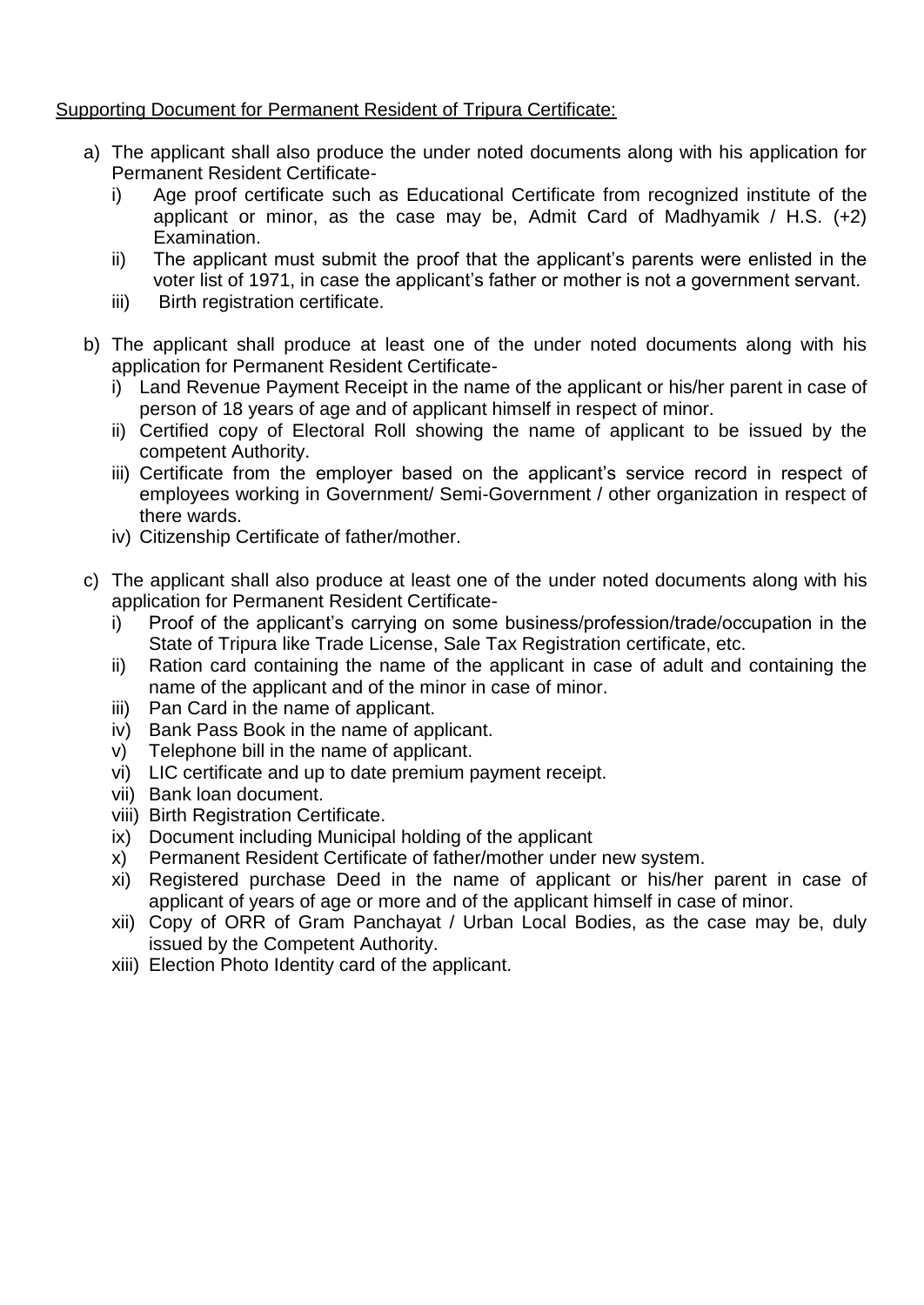<u>Supporting Document for Permanent Resident of Tripura Certificate:</u>

a) The applicant shall also produce the under noted documents along with his application for Permanent Resident Certificate-
   - i) Age proof certificate such as Educational Certificate from recognized institute of the applicant or minor, as the case may be, Admit Card of Madhyamik / H.S. (+2) Examination.
   - ii) The applicant must submit the proof that the applicant's parents were enlisted in the voter list of 1971, in case the applicant's father or mother is not a government servant.
   - iii) Birth registration certificate.

b) The applicant shall produce at least one of the under noted documents along with his application for Permanent Resident Certificate-
   - i) Land Revenue Payment Receipt in the name of the applicant or his/her parent in case of person of 18 years of age and of applicant himself in respect of minor.
   - ii) Certified copy of Electoral Roll showing the name of applicant to be issued by the competent Authority.
   - iii) Certificate from the employer based on the applicant's service record in respect of employees working in Government/ Semi-Government / other organization in respect of there wards.
   - iv) Citizenship Certificate of father/mother.

c) The applicant shall also produce at least one of the under noted documents along with his application for Permanent Resident Certificate-
   - i) Proof of the applicant's carrying on some business/profession/trade/occupation in the State of Tripura like Trade License, Sale Tax Registration certificate, etc.
   - ii) Ration card containing the name of the applicant in case of adult and containing the name of the applicant and of the minor in case of minor.
   - iii) Pan Card in the name of applicant.
   - iv) Bank Pass Book in the name of applicant.
   - v) Telephone bill in the name of applicant.
   - vi) LIC certificate and up to date premium payment receipt.
   - vii) Bank loan document.
   - viii) Birth Registration Certificate.
   - ix) Document including Municipal holding of the applicant
   - x) Permanent Resident Certificate of father/mother under new system.
   - xi) Registered purchase Deed in the name of applicant or his/her parent in case of applicant of years of age or more and of the applicant himself in case of minor.
   - xii) Copy of ORR of Gram Panchayat / Urban Local Bodies, as the case may be, duly issued by the Competent Authority.
   - xiii) Election Photo Identity card of the applicant.